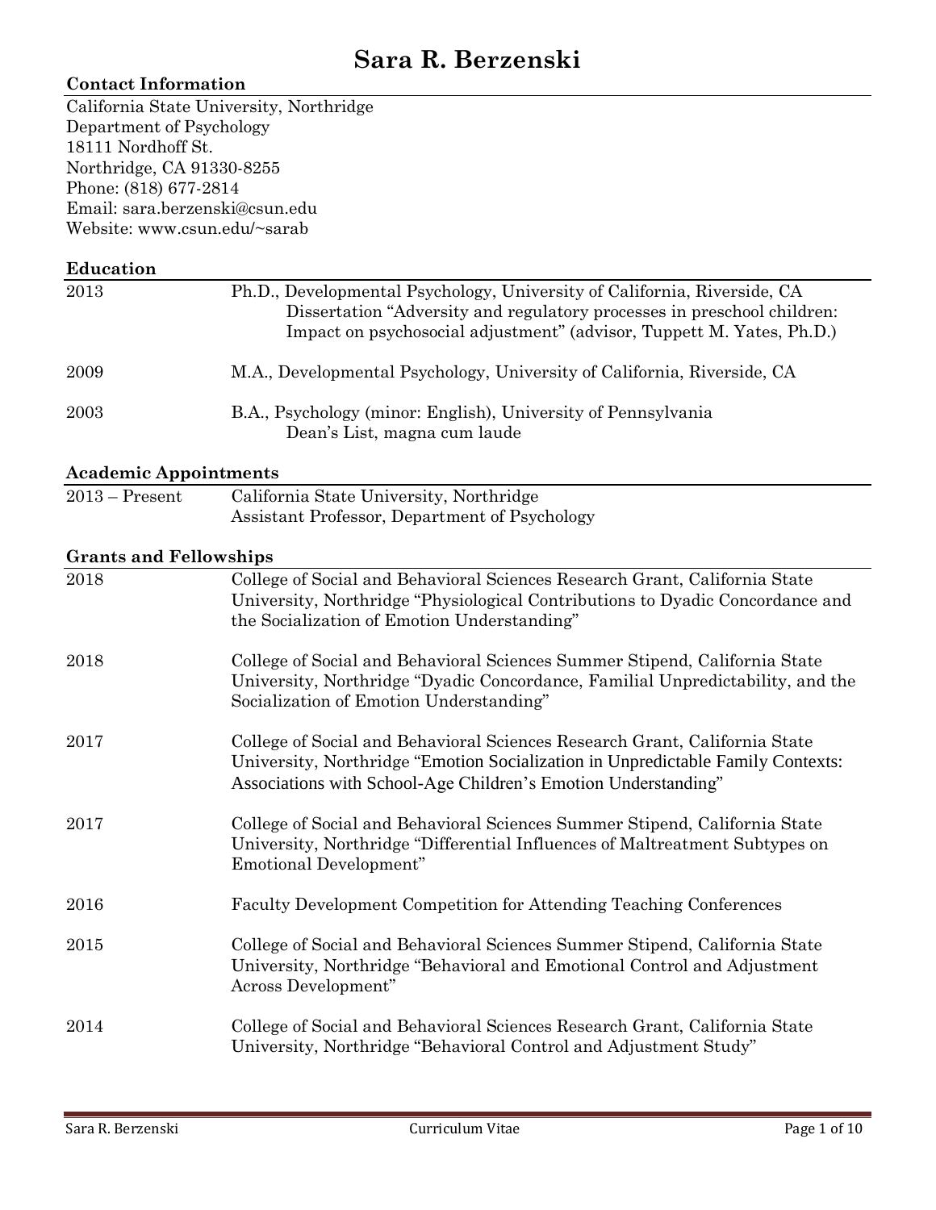# Sara R. Berzenski

## Contact Information

California State University, Northridge
Department of Psychology
18111 Nordhoff St.
Northridge, CA 91330-8255
Phone: (818) 677-2814
Email: sara.berzenski@csun.edu
Website: www.csun.edu/~sarab

## Education

2013 — Ph.D., Developmental Psychology, University of California, Riverside, CA
Dissertation "Adversity and regulatory processes in preschool children: Impact on psychosocial adjustment" (advisor, Tuppett M. Yates, Ph.D.)

2009 — M.A., Developmental Psychology, University of California, Riverside, CA

2003 — B.A., Psychology (minor: English), University of Pennsylvania
Dean's List, magna cum laude

## Academic Appointments

2013 – Present — California State University, Northridge
Assistant Professor, Department of Psychology

## Grants and Fellowships

2018 — College of Social and Behavioral Sciences Research Grant, California State University, Northridge "Physiological Contributions to Dyadic Concordance and the Socialization of Emotion Understanding"

2018 — College of Social and Behavioral Sciences Summer Stipend, California State University, Northridge "Dyadic Concordance, Familial Unpredictability, and the Socialization of Emotion Understanding"

2017 — College of Social and Behavioral Sciences Research Grant, California State University, Northridge "Emotion Socialization in Unpredictable Family Contexts: Associations with School-Age Children's Emotion Understanding"

2017 — College of Social and Behavioral Sciences Summer Stipend, California State University, Northridge "Differential Influences of Maltreatment Subtypes on Emotional Development"

2016 — Faculty Development Competition for Attending Teaching Conferences

2015 — College of Social and Behavioral Sciences Summer Stipend, California State University, Northridge "Behavioral and Emotional Control and Adjustment Across Development"

2014 — College of Social and Behavioral Sciences Research Grant, California State University, Northridge "Behavioral Control and Adjustment Study"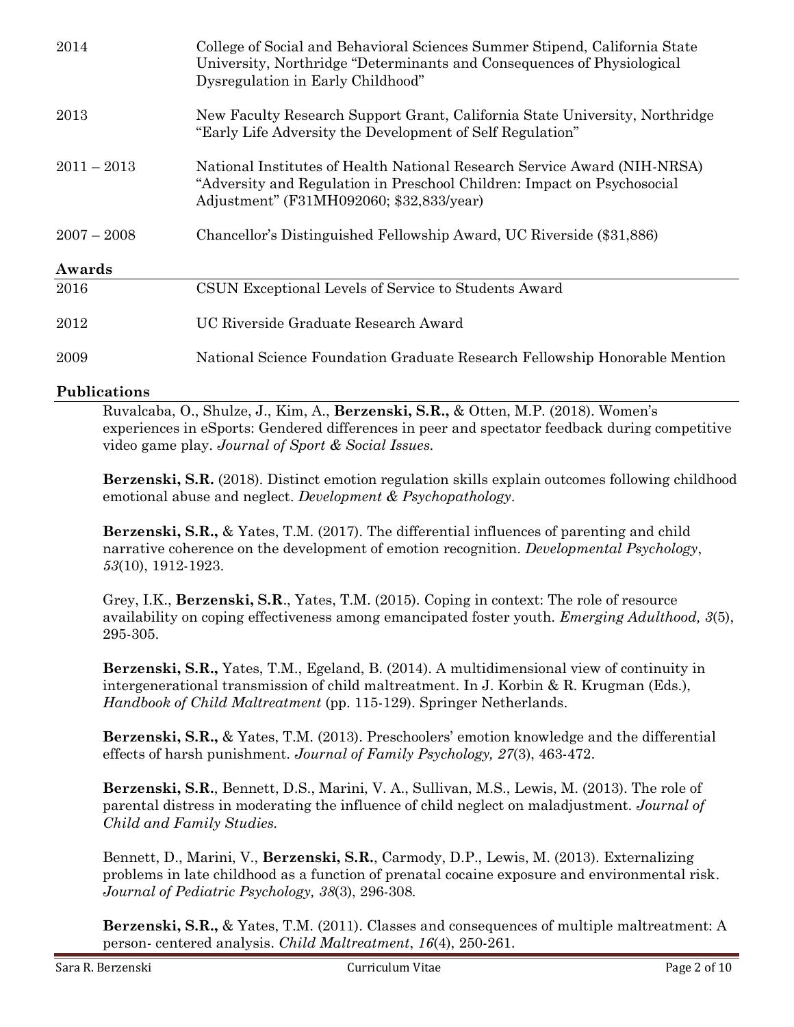| | |
|---|---|
| 2014 | College of Social and Behavioral Sciences Summer Stipend, California State University, Northridge "Determinants and Consequences of Physiological Dysregulation in Early Childhood" |
| 2013 | New Faculty Research Support Grant, California State University, Northridge "Early Life Adversity the Development of Self Regulation" |
| 2011 – 2013 | National Institutes of Health National Research Service Award (NIH-NRSA) "Adversity and Regulation in Preschool Children: Impact on Psychosocial Adjustment" (F31MH092060; $32,833/year) |
| 2007 – 2008 | Chancellor's Distinguished Fellowship Award, UC Riverside ($31,886) |

## Awards

| | |
|---|---|
| 2016 | CSUN Exceptional Levels of Service to Students Award |
| 2012 | UC Riverside Graduate Research Award |
| 2009 | National Science Foundation Graduate Research Fellowship Honorable Mention |

## Publications

Ruvalcaba, O., Shulze, J., Kim, A., **Berzenski, S.R.,** & Otten, M.P. (2018). Women's experiences in eSports: Gendered differences in peer and spectator feedback during competitive video game play. *Journal of Sport & Social Issues.*

**Berzenski, S.R.** (2018). Distinct emotion regulation skills explain outcomes following childhood emotional abuse and neglect. *Development & Psychopathology*.

**Berzenski, S.R.,** & Yates, T.M. (2017). The differential influences of parenting and child narrative coherence on the development of emotion recognition. *Developmental Psychology*, *53*(10), 1912-1923.

Grey, I.K., **Berzenski, S.R**., Yates, T.M. (2015). Coping in context: The role of resource availability on coping effectiveness among emancipated foster youth. *Emerging Adulthood, 3*(5), 295-305.

**Berzenski, S.R.,** Yates, T.M., Egeland, B. (2014). A multidimensional view of continuity in intergenerational transmission of child maltreatment. In J. Korbin & R. Krugman (Eds.), *Handbook of Child Maltreatment* (pp. 115-129). Springer Netherlands.

**Berzenski, S.R.,** & Yates, T.M. (2013). Preschoolers' emotion knowledge and the differential effects of harsh punishment. *Journal of Family Psychology, 27*(3), 463-472.

**Berzenski, S.R.**, Bennett, D.S., Marini, V. A., Sullivan, M.S., Lewis, M. (2013). The role of parental distress in moderating the influence of child neglect on maladjustment. *Journal of Child and Family Studies.*

Bennett, D., Marini, V., **Berzenski, S.R.**, Carmody, D.P., Lewis, M. (2013). Externalizing problems in late childhood as a function of prenatal cocaine exposure and environmental risk. *Journal of Pediatric Psychology, 38*(3), 296-308.

**Berzenski, S.R.,** & Yates, T.M. (2011). Classes and consequences of multiple maltreatment: A person- centered analysis. *Child Maltreatment*, *16*(4), 250-261.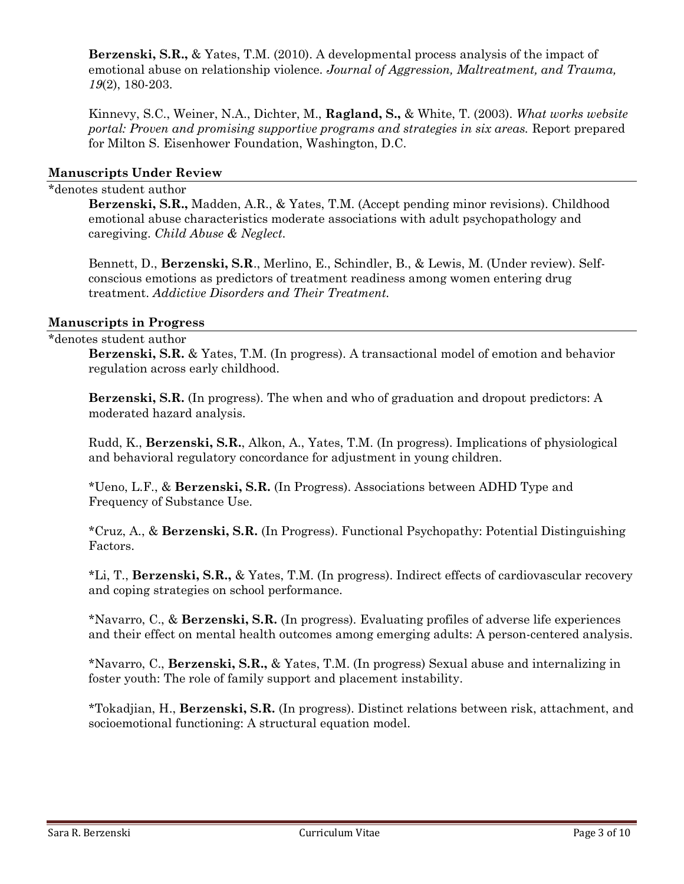**Berzenski, S.R.,** & Yates, T.M. (2010). A developmental process analysis of the impact of emotional abuse on relationship violence. *Journal of Aggression, Maltreatment, and Trauma, 19*(2), 180-203.

Kinnevy, S.C., Weiner, N.A., Dichter, M., **Ragland, S.,** & White, T. (2003). *What works website portal: Proven and promising supportive programs and strategies in six areas.* Report prepared for Milton S. Eisenhower Foundation, Washington, D.C.

## Manuscripts Under Review

*denotes student author

**Berzenski, S.R.,** Madden, A.R., & Yates, T.M. (Accept pending minor revisions). Childhood emotional abuse characteristics moderate associations with adult psychopathology and caregiving. *Child Abuse & Neglect.*

Bennett, D., **Berzenski, S.R**., Merlino, E., Schindler, B., & Lewis, M. (Under review). Self-conscious emotions as predictors of treatment readiness among women entering drug treatment. *Addictive Disorders and Their Treatment.*

## Manuscripts in Progress

*denotes student author

**Berzenski, S.R.** & Yates, T.M. (In progress). A transactional model of emotion and behavior regulation across early childhood.

**Berzenski, S.R.** (In progress). The when and who of graduation and dropout predictors: A moderated hazard analysis.

Rudd, K., **Berzenski, S.R.**, Alkon, A., Yates, T.M. (In progress). Implications of physiological and behavioral regulatory concordance for adjustment in young children.

*Ueno, L.F., & **Berzenski, S.R.** (In Progress). Associations between ADHD Type and Frequency of Substance Use.

*Cruz, A., & **Berzenski, S.R.** (In Progress). Functional Psychopathy: Potential Distinguishing Factors.

*Li, T., **Berzenski, S.R.,** & Yates, T.M. (In progress). Indirect effects of cardiovascular recovery and coping strategies on school performance.

*Navarro, C., & **Berzenski, S.R.** (In progress). Evaluating profiles of adverse life experiences and their effect on mental health outcomes among emerging adults: A person-centered analysis.

*Navarro, C., **Berzenski, S.R.,** & Yates, T.M. (In progress) Sexual abuse and internalizing in foster youth: The role of family support and placement instability.

*Tokadjian, H., **Berzenski, S.R.** (In progress). Distinct relations between risk, attachment, and socioemotional functioning: A structural equation model.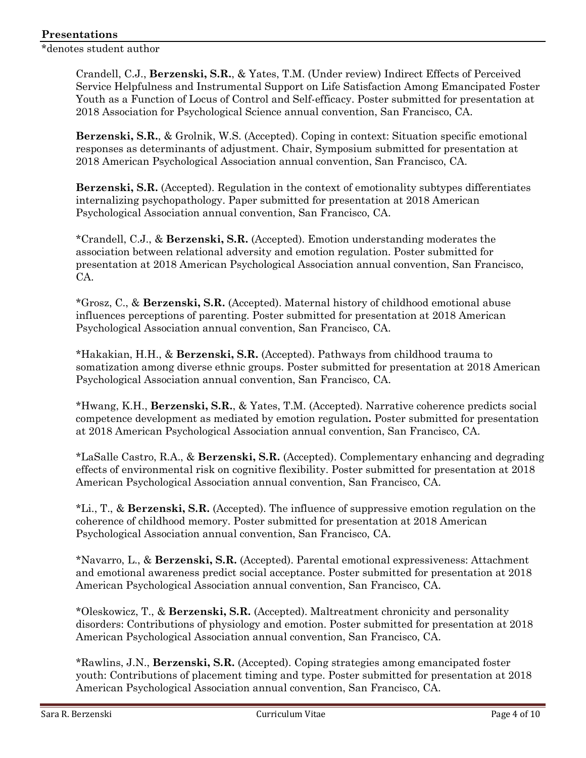## Presentations

*denotes student author

Crandell, C.J., **Berzenski, S.R.**, & Yates, T.M. (Under review) Indirect Effects of Perceived Service Helpfulness and Instrumental Support on Life Satisfaction Among Emancipated Foster Youth as a Function of Locus of Control and Self-efficacy. Poster submitted for presentation at 2018 Association for Psychological Science annual convention, San Francisco, CA.

**Berzenski, S.R.**, & Grolnik, W.S. (Accepted). Coping in context: Situation specific emotional responses as determinants of adjustment. Chair, Symposium submitted for presentation at 2018 American Psychological Association annual convention, San Francisco, CA.

**Berzenski, S.R.** (Accepted). Regulation in the context of emotionality subtypes differentiates internalizing psychopathology. Paper submitted for presentation at 2018 American Psychological Association annual convention, San Francisco, CA.

*Crandell, C.J., & **Berzenski, S.R.** (Accepted). Emotion understanding moderates the association between relational adversity and emotion regulation. Poster submitted for presentation at 2018 American Psychological Association annual convention, San Francisco, CA.

*Grosz, C., & **Berzenski, S.R.** (Accepted). Maternal history of childhood emotional abuse influences perceptions of parenting. Poster submitted for presentation at 2018 American Psychological Association annual convention, San Francisco, CA.

*Hakakian, H.H., & **Berzenski, S.R.** (Accepted). Pathways from childhood trauma to somatization among diverse ethnic groups. Poster submitted for presentation at 2018 American Psychological Association annual convention, San Francisco, CA.

*Hwang, K.H., **Berzenski, S.R.**, & Yates, T.M. (Accepted). Narrative coherence predicts social competence development as mediated by emotion regulation**.** Poster submitted for presentation at 2018 American Psychological Association annual convention, San Francisco, CA.

*LaSalle Castro, R.A., & **Berzenski, S.R.** (Accepted). Complementary enhancing and degrading effects of environmental risk on cognitive flexibility. Poster submitted for presentation at 2018 American Psychological Association annual convention, San Francisco, CA.

*Li., T., & **Berzenski, S.R.** (Accepted). The influence of suppressive emotion regulation on the coherence of childhood memory. Poster submitted for presentation at 2018 American Psychological Association annual convention, San Francisco, CA.

*Navarro, L., & **Berzenski, S.R.** (Accepted). Parental emotional expressiveness: Attachment and emotional awareness predict social acceptance. Poster submitted for presentation at 2018 American Psychological Association annual convention, San Francisco, CA.

*Oleskowicz, T., & **Berzenski, S.R.** (Accepted). Maltreatment chronicity and personality disorders: Contributions of physiology and emotion. Poster submitted for presentation at 2018 American Psychological Association annual convention, San Francisco, CA.

*Rawlins, J.N., **Berzenski, S.R.** (Accepted). Coping strategies among emancipated foster youth: Contributions of placement timing and type. Poster submitted for presentation at 2018 American Psychological Association annual convention, San Francisco, CA.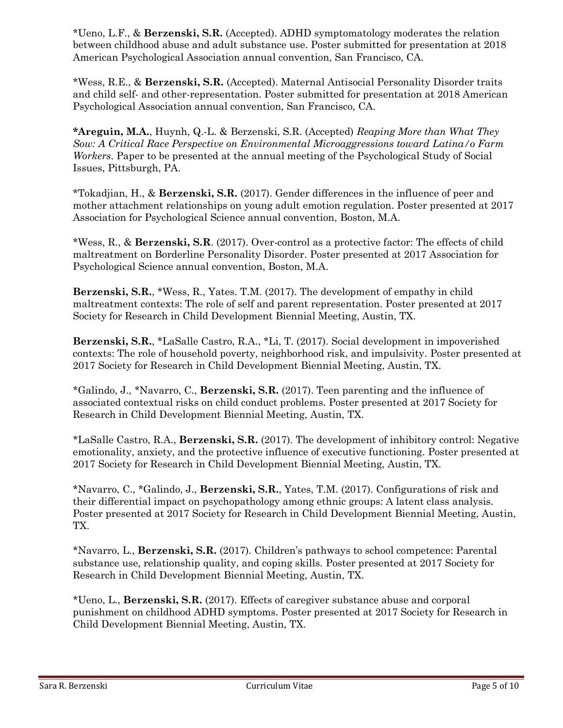*Ueno, L.F., & **Berzenski, S.R.** (Accepted). ADHD symptomatology moderates the relation between childhood abuse and adult substance use. Poster submitted for presentation at 2018 American Psychological Association annual convention, San Francisco, CA.

*Wess, R.E., & **Berzenski, S.R.** (Accepted). Maternal Antisocial Personality Disorder traits and child self- and other-representation. Poster submitted for presentation at 2018 American Psychological Association annual convention, San Francisco, CA.

***Areguin, M.A.**, Huynh, Q.-L. & Berzenski, S.R. (Accepted) *Reaping More than What They Sow: A Critical Race Perspective on Environmental Microaggressions toward Latina/o Farm Workers*. Paper to be presented at the annual meeting of the Psychological Study of Social Issues, Pittsburgh, PA.

*Tokadjian, H., & **Berzenski, S.R.** (2017). Gender differences in the influence of peer and mother attachment relationships on young adult emotion regulation. Poster presented at 2017 Association for Psychological Science annual convention, Boston, M.A.

*Wess, R., & **Berzenski, S.R**. (2017). Over-control as a protective factor: The effects of child maltreatment on Borderline Personality Disorder. Poster presented at 2017 Association for Psychological Science annual convention, Boston, M.A.

**Berzenski, S.R.**, *Wess, R., Yates. T.M. (2017). The development of empathy in child maltreatment contexts: The role of self and parent representation. Poster presented at 2017 Society for Research in Child Development Biennial Meeting, Austin, TX.

**Berzenski, S.R.**, *LaSalle Castro, R.A., *Li, T. (2017). Social development in impoverished contexts: The role of household poverty, neighborhood risk, and impulsivity. Poster presented at 2017 Society for Research in Child Development Biennial Meeting, Austin, TX.

*Galindo, J., *Navarro, C., **Berzenski, S.R.** (2017). Teen parenting and the influence of associated contextual risks on child conduct problems. Poster presented at 2017 Society for Research in Child Development Biennial Meeting, Austin, TX.

*LaSalle Castro, R.A., **Berzenski, S.R.** (2017). The development of inhibitory control: Negative emotionality, anxiety, and the protective influence of executive functioning. Poster presented at 2017 Society for Research in Child Development Biennial Meeting, Austin, TX.

*Navarro, C., *Galindo, J., **Berzenski, S.R.**, Yates, T.M. (2017). Configurations of risk and their differential impact on psychopathology among ethnic groups: A latent class analysis. Poster presented at 2017 Society for Research in Child Development Biennial Meeting, Austin, TX.

*Navarro, L., **Berzenski, S.R.** (2017). Children's pathways to school competence: Parental substance use, relationship quality, and coping skills. Poster presented at 2017 Society for Research in Child Development Biennial Meeting, Austin, TX.

*Ueno, L., **Berzenski, S.R.** (2017). Effects of caregiver substance abuse and corporal punishment on childhood ADHD symptoms. Poster presented at 2017 Society for Research in Child Development Biennial Meeting, Austin, TX.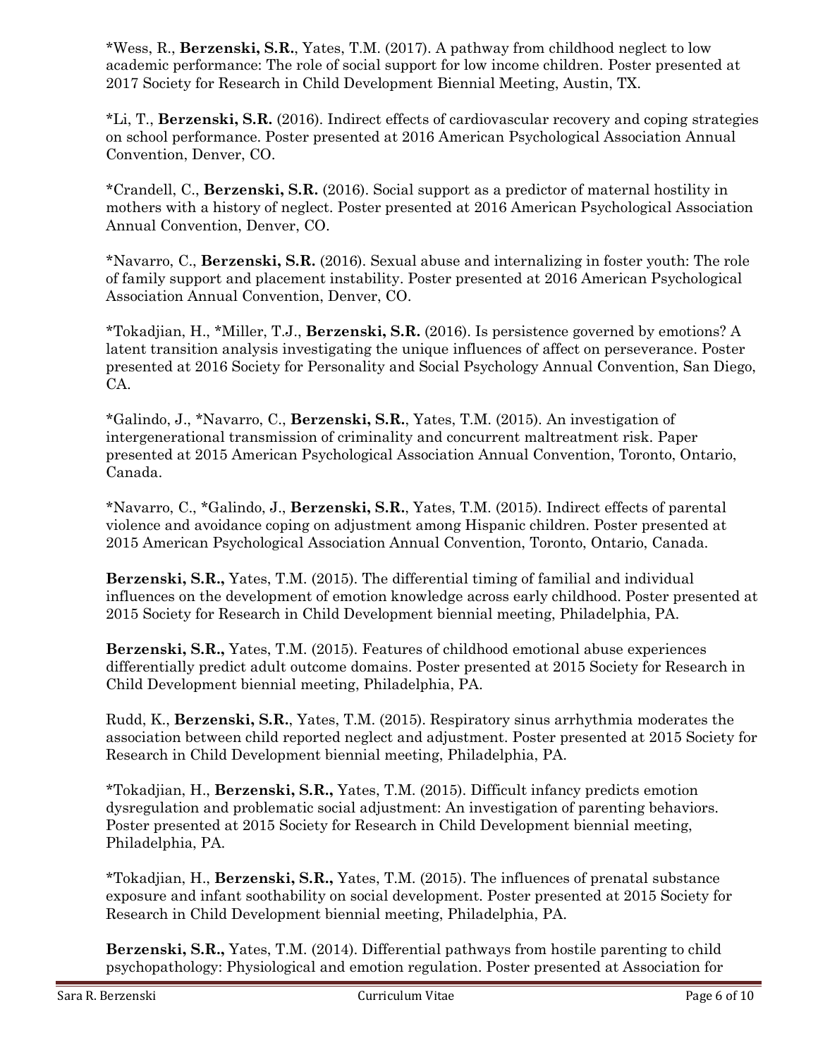*Wess, R., **Berzenski, S.R.**, Yates, T.M. (2017). A pathway from childhood neglect to low academic performance: The role of social support for low income children. Poster presented at 2017 Society for Research in Child Development Biennial Meeting, Austin, TX.

*Li, T., **Berzenski, S.R.** (2016). Indirect effects of cardiovascular recovery and coping strategies on school performance. Poster presented at 2016 American Psychological Association Annual Convention, Denver, CO.

*Crandell, C., **Berzenski, S.R.** (2016). Social support as a predictor of maternal hostility in mothers with a history of neglect. Poster presented at 2016 American Psychological Association Annual Convention, Denver, CO.

*Navarro, C., **Berzenski, S.R.** (2016). Sexual abuse and internalizing in foster youth: The role of family support and placement instability. Poster presented at 2016 American Psychological Association Annual Convention, Denver, CO.

*Tokadjian, H., *Miller, T.J., **Berzenski, S.R.** (2016). Is persistence governed by emotions? A latent transition analysis investigating the unique influences of affect on perseverance. Poster presented at 2016 Society for Personality and Social Psychology Annual Convention, San Diego, CA.

*Galindo, J., *Navarro, C., **Berzenski, S.R.**, Yates, T.M. (2015). An investigation of intergenerational transmission of criminality and concurrent maltreatment risk. Paper presented at 2015 American Psychological Association Annual Convention, Toronto, Ontario, Canada.

*Navarro, C., *Galindo, J., **Berzenski, S.R.**, Yates, T.M. (2015). Indirect effects of parental violence and avoidance coping on adjustment among Hispanic children. Poster presented at 2015 American Psychological Association Annual Convention, Toronto, Ontario, Canada.

**Berzenski, S.R.,** Yates, T.M. (2015). The differential timing of familial and individual influences on the development of emotion knowledge across early childhood. Poster presented at 2015 Society for Research in Child Development biennial meeting, Philadelphia, PA.

**Berzenski, S.R.,** Yates, T.M. (2015). Features of childhood emotional abuse experiences differentially predict adult outcome domains. Poster presented at 2015 Society for Research in Child Development biennial meeting, Philadelphia, PA.

Rudd, K., **Berzenski, S.R.**, Yates, T.M. (2015). Respiratory sinus arrhythmia moderates the association between child reported neglect and adjustment. Poster presented at 2015 Society for Research in Child Development biennial meeting, Philadelphia, PA.

*Tokadjian, H., **Berzenski, S.R.,** Yates, T.M. (2015). Difficult infancy predicts emotion dysregulation and problematic social adjustment: An investigation of parenting behaviors. Poster presented at 2015 Society for Research in Child Development biennial meeting, Philadelphia, PA.

*Tokadjian, H., **Berzenski, S.R.,** Yates, T.M. (2015). The influences of prenatal substance exposure and infant soothability on social development. Poster presented at 2015 Society for Research in Child Development biennial meeting, Philadelphia, PA.

**Berzenski, S.R.,** Yates, T.M. (2014). Differential pathways from hostile parenting to child psychopathology: Physiological and emotion regulation. Poster presented at Association for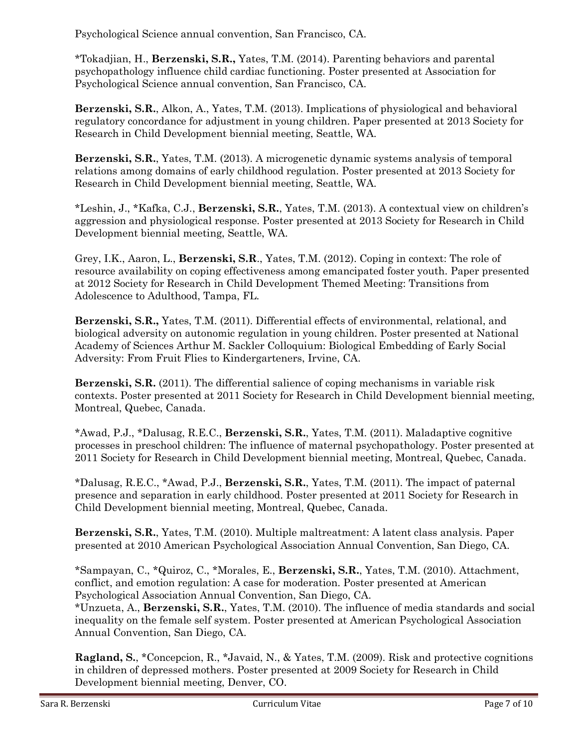Psychological Science annual convention, San Francisco, CA.

*Tokadjian, H., **Berzenski, S.R.,** Yates, T.M. (2014). Parenting behaviors and parental psychopathology influence child cardiac functioning. Poster presented at Association for Psychological Science annual convention, San Francisco, CA.

**Berzenski, S.R.**, Alkon, A., Yates, T.M. (2013). Implications of physiological and behavioral regulatory concordance for adjustment in young children. Paper presented at 2013 Society for Research in Child Development biennial meeting, Seattle, WA.

**Berzenski, S.R.**, Yates, T.M. (2013). A microgenetic dynamic systems analysis of temporal relations among domains of early childhood regulation. Poster presented at 2013 Society for Research in Child Development biennial meeting, Seattle, WA.

*Leshin, J., *Kafka, C.J., **Berzenski, S.R.**, Yates, T.M. (2013). A contextual view on children's aggression and physiological response. Poster presented at 2013 Society for Research in Child Development biennial meeting, Seattle, WA.

Grey, I.K., Aaron, L., **Berzenski, S.R**., Yates, T.M. (2012). Coping in context: The role of resource availability on coping effectiveness among emancipated foster youth. Paper presented at 2012 Society for Research in Child Development Themed Meeting: Transitions from Adolescence to Adulthood, Tampa, FL.

**Berzenski, S.R.,** Yates, T.M. (2011). Differential effects of environmental, relational, and biological adversity on autonomic regulation in young children. Poster presented at National Academy of Sciences Arthur M. Sackler Colloquium: Biological Embedding of Early Social Adversity: From Fruit Flies to Kindergarteners, Irvine, CA.

**Berzenski, S.R.** (2011). The differential salience of coping mechanisms in variable risk contexts. Poster presented at 2011 Society for Research in Child Development biennial meeting, Montreal, Quebec, Canada.

*Awad, P.J., *Dalusag, R.E.C., **Berzenski, S.R.**, Yates, T.M. (2011). Maladaptive cognitive processes in preschool children: The influence of maternal psychopathology. Poster presented at 2011 Society for Research in Child Development biennial meeting, Montreal, Quebec, Canada.

*Dalusag, R.E.C., *Awad, P.J., **Berzenski, S.R.**, Yates, T.M. (2011). The impact of paternal presence and separation in early childhood. Poster presented at 2011 Society for Research in Child Development biennial meeting, Montreal, Quebec, Canada.

**Berzenski, S.R.**, Yates, T.M. (2010). Multiple maltreatment: A latent class analysis. Paper presented at 2010 American Psychological Association Annual Convention, San Diego, CA.

*Sampayan, C., *Quiroz, C., *Morales, E., **Berzenski, S.R.**, Yates, T.M. (2010). Attachment, conflict, and emotion regulation: A case for moderation. Poster presented at American Psychological Association Annual Convention, San Diego, CA.

*Unzueta, A., **Berzenski, S.R.**, Yates, T.M. (2010). The influence of media standards and social inequality on the female self system. Poster presented at American Psychological Association Annual Convention, San Diego, CA.

**Ragland, S.**, *Concepcion, R., *Javaid, N., & Yates, T.M. (2009). Risk and protective cognitions in children of depressed mothers. Poster presented at 2009 Society for Research in Child Development biennial meeting, Denver, CO.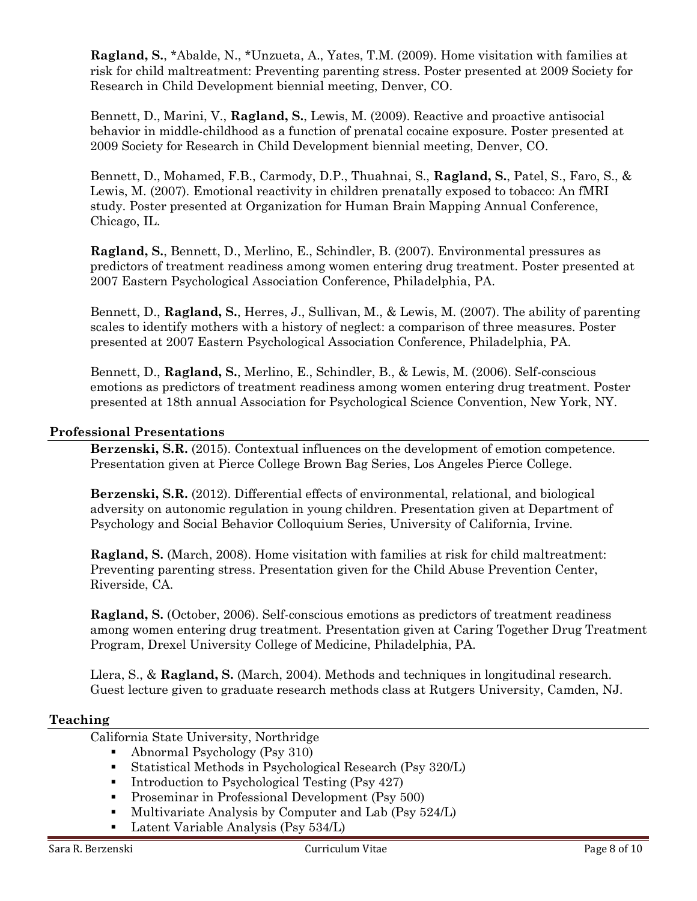**Ragland, S.**, *Abalde, N., *Unzueta, A., Yates, T.M. (2009). Home visitation with families at risk for child maltreatment: Preventing parenting stress. Poster presented at 2009 Society for Research in Child Development biennial meeting, Denver, CO.

Bennett, D., Marini, V., **Ragland, S.**, Lewis, M. (2009). Reactive and proactive antisocial behavior in middle-childhood as a function of prenatal cocaine exposure. Poster presented at 2009 Society for Research in Child Development biennial meeting, Denver, CO.

Bennett, D., Mohamed, F.B., Carmody, D.P., Thuahnai, S., **Ragland, S.**, Patel, S., Faro, S., & Lewis, M. (2007). Emotional reactivity in children prenatally exposed to tobacco: An fMRI study. Poster presented at Organization for Human Brain Mapping Annual Conference, Chicago, IL.

**Ragland, S.**, Bennett, D., Merlino, E., Schindler, B. (2007). Environmental pressures as predictors of treatment readiness among women entering drug treatment. Poster presented at 2007 Eastern Psychological Association Conference, Philadelphia, PA.

Bennett, D., **Ragland, S.**, Herres, J., Sullivan, M., & Lewis, M. (2007). The ability of parenting scales to identify mothers with a history of neglect: a comparison of three measures. Poster presented at 2007 Eastern Psychological Association Conference, Philadelphia, PA.

Bennett, D., **Ragland, S.**, Merlino, E., Schindler, B., & Lewis, M. (2006). Self-conscious emotions as predictors of treatment readiness among women entering drug treatment. Poster presented at 18th annual Association for Psychological Science Convention, New York, NY.

## Professional Presentations

**Berzenski, S.R.** (2015). Contextual influences on the development of emotion competence. Presentation given at Pierce College Brown Bag Series, Los Angeles Pierce College.

**Berzenski, S.R.** (2012). Differential effects of environmental, relational, and biological adversity on autonomic regulation in young children. Presentation given at Department of Psychology and Social Behavior Colloquium Series, University of California, Irvine.

**Ragland, S.** (March, 2008). Home visitation with families at risk for child maltreatment: Preventing parenting stress. Presentation given for the Child Abuse Prevention Center, Riverside, CA.

**Ragland, S.** (October, 2006). Self-conscious emotions as predictors of treatment readiness among women entering drug treatment. Presentation given at Caring Together Drug Treatment Program, Drexel University College of Medicine, Philadelphia, PA.

Llera, S., & **Ragland, S.** (March, 2004). Methods and techniques in longitudinal research. Guest lecture given to graduate research methods class at Rutgers University, Camden, NJ.

## Teaching

California State University, Northridge

- Abnormal Psychology (Psy 310)
- Statistical Methods in Psychological Research (Psy 320/L)
- Introduction to Psychological Testing (Psy 427)
- Proseminar in Professional Development (Psy 500)
- Multivariate Analysis by Computer and Lab (Psy 524/L)
- Latent Variable Analysis (Psy 534/L)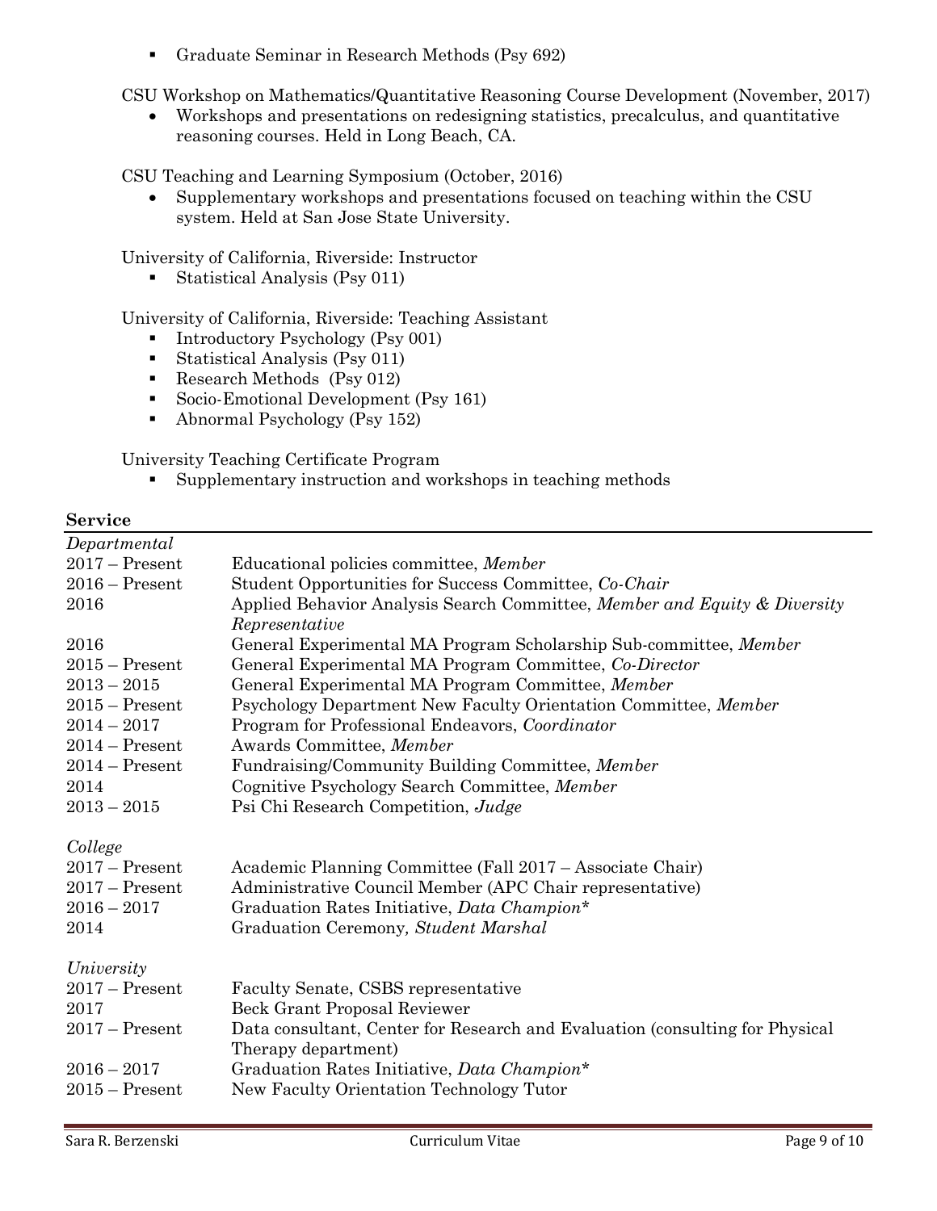- Graduate Seminar in Research Methods (Psy 692)

CSU Workshop on Mathematics/Quantitative Reasoning Course Development (November, 2017)

- Workshops and presentations on redesigning statistics, precalculus, and quantitative reasoning courses. Held in Long Beach, CA.

CSU Teaching and Learning Symposium (October, 2016)

- Supplementary workshops and presentations focused on teaching within the CSU system. Held at San Jose State University.

University of California, Riverside: Instructor

- Statistical Analysis (Psy 011)

University of California, Riverside: Teaching Assistant

- Introductory Psychology (Psy 001)
- Statistical Analysis (Psy 011)
- Research Methods (Psy 012)
- Socio-Emotional Development (Psy 161)
- Abnormal Psychology (Psy 152)

University Teaching Certificate Program

- Supplementary instruction and workshops in teaching methods

## Service

*Departmental*

| | |
|---|---|
| 2017 – Present | Educational policies committee, *Member* |
| 2016 – Present | Student Opportunities for Success Committee, *Co-Chair* |
| 2016 | Applied Behavior Analysis Search Committee, *Member and Equity & Diversity Representative* |
| 2016 | General Experimental MA Program Scholarship Sub-committee, *Member* |
| 2015 – Present | General Experimental MA Program Committee, *Co-Director* |
| 2013 – 2015 | General Experimental MA Program Committee, *Member* |
| 2015 – Present | Psychology Department New Faculty Orientation Committee, *Member* |
| 2014 – 2017 | Program for Professional Endeavors, *Coordinator* |
| 2014 – Present | Awards Committee, *Member* |
| 2014 – Present | Fundraising/Community Building Committee, *Member* |
| 2014 | Cognitive Psychology Search Committee, *Member* |
| 2013 – 2015 | Psi Chi Research Competition, *Judge* |

*College*

| | |
|---|---|
| 2017 – Present | Academic Planning Committee (Fall 2017 – Associate Chair) |
| 2017 – Present | Administrative Council Member (APC Chair representative) |
| 2016 – 2017 | Graduation Rates Initiative, *Data Champion** |
| 2014 | Graduation Ceremony, *Student Marshal* |

*University*

| | |
|---|---|
| 2017 – Present | Faculty Senate, CSBS representative |
| 2017 | Beck Grant Proposal Reviewer |
| 2017 – Present | Data consultant, Center for Research and Evaluation (consulting for Physical Therapy department) |
| 2016 – 2017 | Graduation Rates Initiative, *Data Champion** |
| 2015 – Present | New Faculty Orientation Technology Tutor |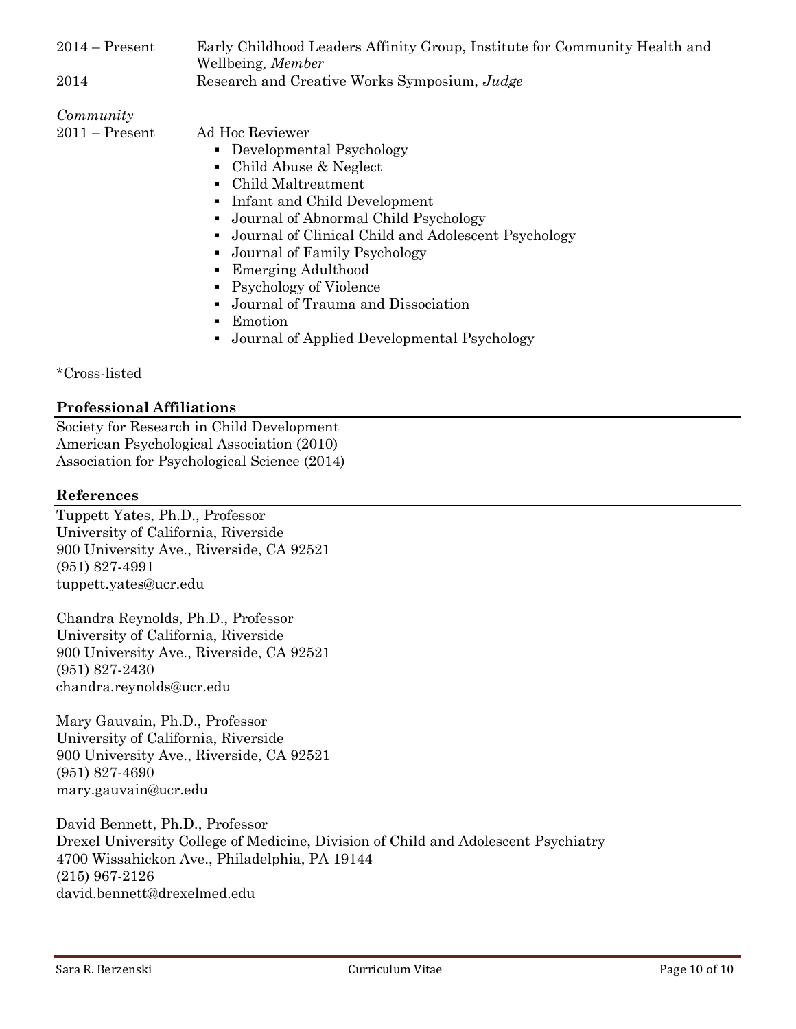2014 – Present Early Childhood Leaders Affinity Group, Institute for Community Health and Wellbeing, *Member*

2014 Research and Creative Works Symposium, *Judge*

*Community*

2011 – Present Ad Hoc Reviewer

- Developmental Psychology
- Child Abuse & Neglect
- Child Maltreatment
- Infant and Child Development
- Journal of Abnormal Child Psychology
- Journal of Clinical Child and Adolescent Psychology
- Journal of Family Psychology
- Emerging Adulthood
- Psychology of Violence
- Journal of Trauma and Dissociation
- Emotion
- Journal of Applied Developmental Psychology

*Cross-listed

## Professional Affiliations

Society for Research in Child Development
American Psychological Association (2010)
Association for Psychological Science (2014)

## References

Tuppett Yates, Ph.D., Professor
University of California, Riverside
900 University Ave., Riverside, CA 92521
(951) 827-4991
tuppett.yates@ucr.edu

Chandra Reynolds, Ph.D., Professor
University of California, Riverside
900 University Ave., Riverside, CA 92521
(951) 827-2430
chandra.reynolds@ucr.edu

Mary Gauvain, Ph.D., Professor
University of California, Riverside
900 University Ave., Riverside, CA 92521
(951) 827-4690
mary.gauvain@ucr.edu

David Bennett, Ph.D., Professor
Drexel University College of Medicine, Division of Child and Adolescent Psychiatry
4700 Wissahickon Ave., Philadelphia, PA 19144
(215) 967-2126
david.bennett@drexelmed.edu